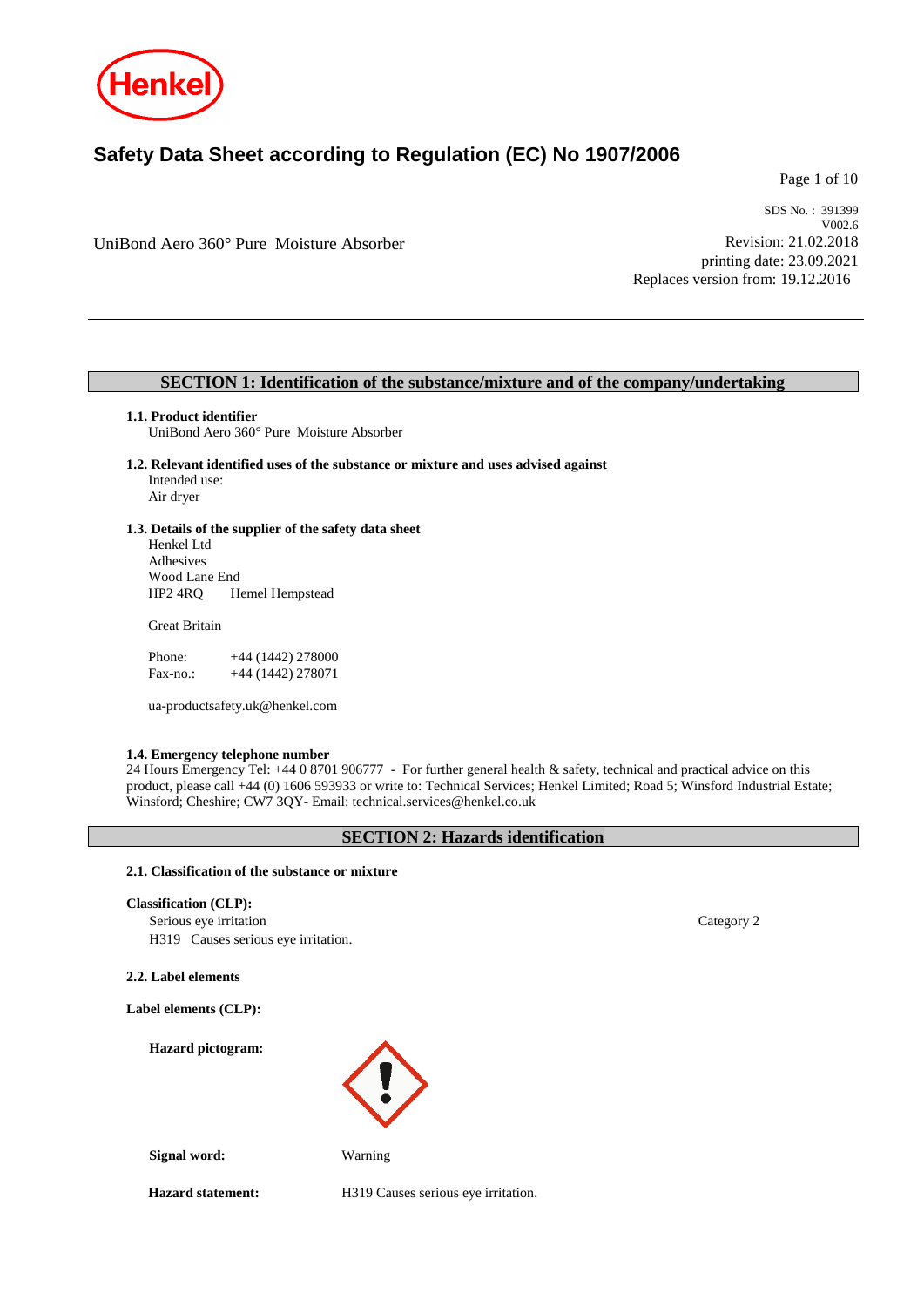# Safety Data Sheet according to Regulation (EC) No 1907/2006

UniBond Aero 360° Pure  Moisture Absorber

SDS No. : 391399
V002.6
Revision: 21.02.2018
printing date: 23.09.2021
Replaces version from: 19.12.2016

## SECTION 1: Identification of the substance/mixture and of the company/undertaking

### 1.1. Product identifier

UniBond Aero 360° Pure  Moisture Absorber

### 1.2. Relevant identified uses of the substance or mixture and uses advised against

Intended use:
Air dryer

### 1.3. Details of the supplier of the safety data sheet

Henkel Ltd
Adhesives
Wood Lane End
HP2 4RQ    Hemel Hempstead

Great Britain

Phone:    +44 (1442) 278000
Fax-no.:    +44 (1442) 278071

ua-productsafety.uk@henkel.com

### 1.4. Emergency telephone number

24 Hours Emergency Tel: +44 0 8701 906777  -  For further general health & safety, technical and practical advice on this product, please call +44 (0) 1606 593933 or write to: Technical Services; Henkel Limited; Road 5; Winsford Industrial Estate; Winsford; Cheshire; CW7 3QY- Email: technical.services@henkel.co.uk

## SECTION 2: Hazards identification

### 2.1. Classification of the substance or mixture

**Classification (CLP):**

Serious eye irritation    Category 2
H319   Causes serious eye irritation.

### 2.2. Label elements

**Label elements (CLP):**

**Hazard pictogram:**

**Signal word:** Warning

**Hazard statement:** H319 Causes serious eye irritation.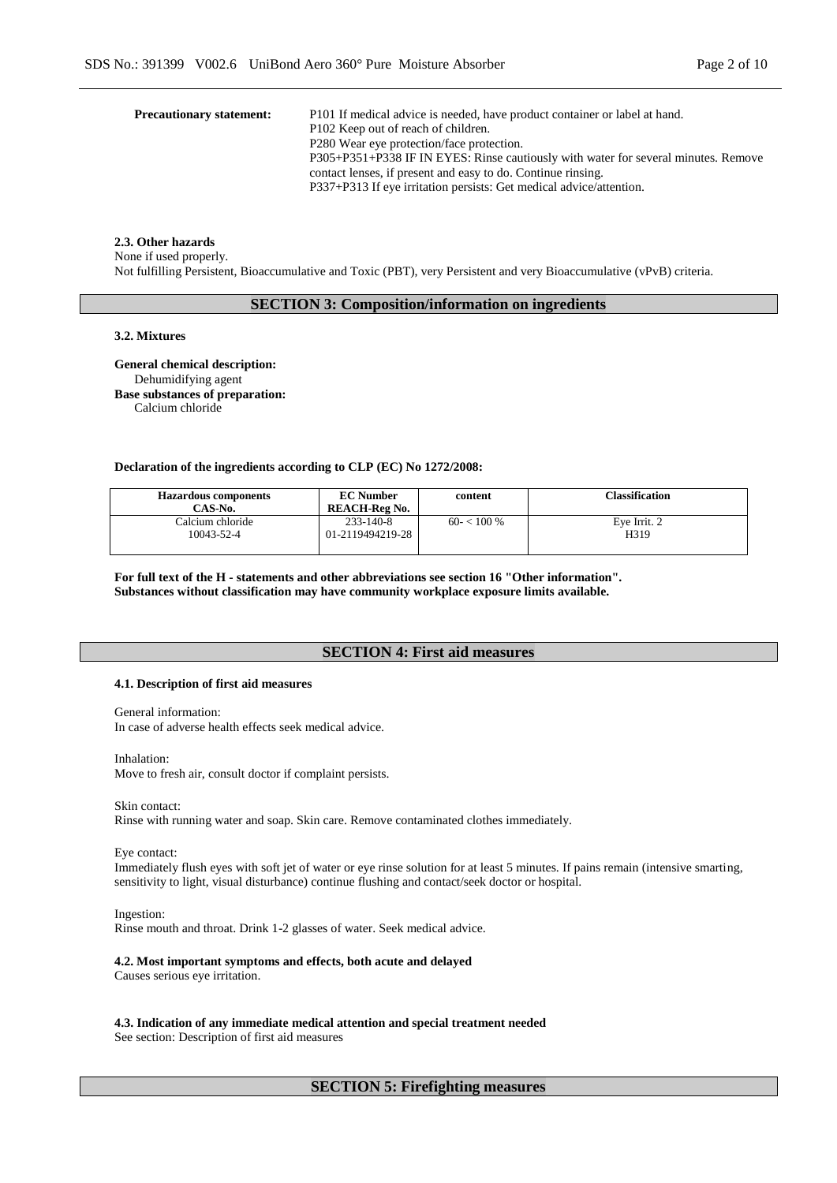**Precautionary statement:**

P101 If medical advice is needed, have product container or label at hand.
P102 Keep out of reach of children.
P280 Wear eye protection/face protection.
P305+P351+P338 IF IN EYES: Rinse cautiously with water for several minutes. Remove contact lenses, if present and easy to do. Continue rinsing.
P337+P313 If eye irritation persists: Get medical advice/attention.

### 2.3. Other hazards

None if used properly.
Not fulfilling Persistent, Bioaccumulative and Toxic (PBT), very Persistent and very Bioaccumulative (vPvB) criteria.

## SECTION 3: Composition/information on ingredients

### 3.2. Mixtures

**General chemical description:**
Dehumidifying agent
**Base substances of preparation:**
Calcium chloride

**Declaration of the ingredients according to CLP (EC) No 1272/2008:**

| Hazardous components CAS-No. | EC Number REACH-Reg No. | content | Classification |
|---|---|---|---|
| Calcium chloride 10043-52-4 | 233-140-8 01-2119494219-28 | 60- < 100 % | Eye Irrit. 2 H319 |

**For full text of the H - statements and other abbreviations see section 16 "Other information".**
**Substances without classification may have community workplace exposure limits available.**

## SECTION 4: First aid measures

### 4.1. Description of first aid measures

General information:
In case of adverse health effects seek medical advice.

Inhalation:
Move to fresh air, consult doctor if complaint persists.

Skin contact:
Rinse with running water and soap. Skin care. Remove contaminated clothes immediately.

Eye contact:
Immediately flush eyes with soft jet of water or eye rinse solution for at least 5 minutes. If pains remain (intensive smarting, sensitivity to light, visual disturbance) continue flushing and contact/seek doctor or hospital.

Ingestion:
Rinse mouth and throat. Drink 1-2 glasses of water. Seek medical advice.

### 4.2. Most important symptoms and effects, both acute and delayed

Causes serious eye irritation.

### 4.3. Indication of any immediate medical attention and special treatment needed

See section: Description of first aid measures

## SECTION 5: Firefighting measures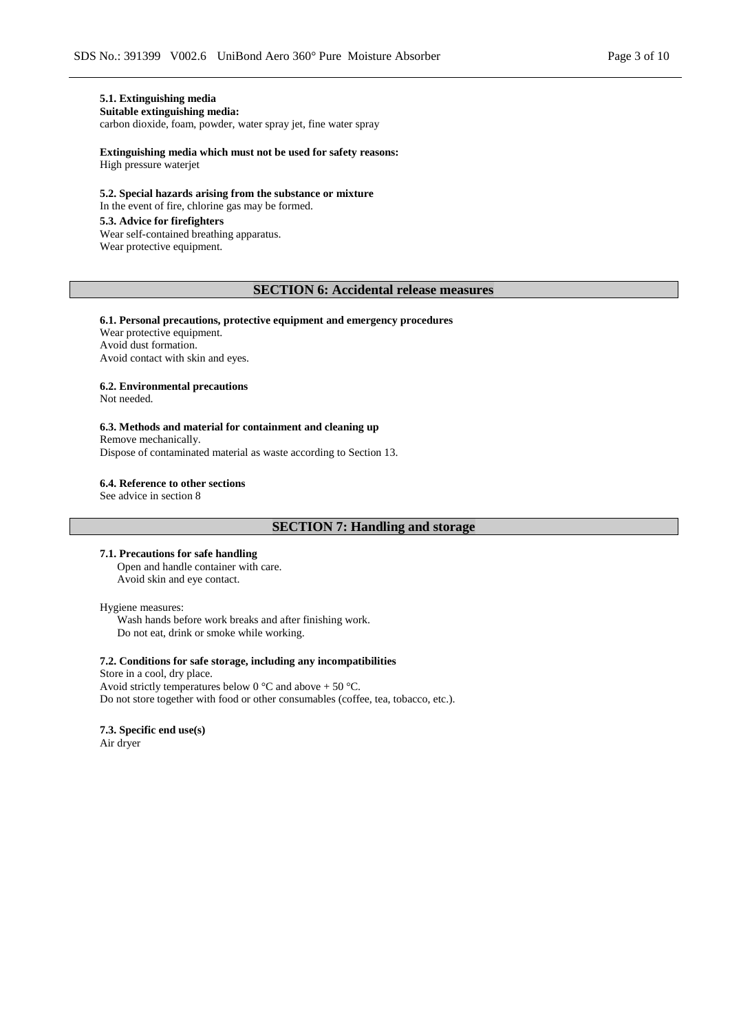### 5.1. Extinguishing media

**Suitable extinguishing media:**
carbon dioxide, foam, powder, water spray jet, fine water spray

**Extinguishing media which must not be used for safety reasons:**
High pressure waterjet

### 5.2. Special hazards arising from the substance or mixture

In the event of fire, chlorine gas may be formed.

### 5.3. Advice for firefighters

Wear self-contained breathing apparatus.
Wear protective equipment.

## SECTION 6: Accidental release measures

### 6.1. Personal precautions, protective equipment and emergency procedures

Wear protective equipment.
Avoid dust formation.
Avoid contact with skin and eyes.

### 6.2. Environmental precautions

Not needed.

### 6.3. Methods and material for containment and cleaning up

Remove mechanically.
Dispose of contaminated material as waste according to Section 13.

### 6.4. Reference to other sections

See advice in section 8

## SECTION 7: Handling and storage

### 7.1. Precautions for safe handling

Open and handle container with care.
Avoid skin and eye contact.

Hygiene measures:

Wash hands before work breaks and after finishing work.
Do not eat, drink or smoke while working.

### 7.2. Conditions for safe storage, including any incompatibilities

Store in a cool, dry place.
Avoid strictly temperatures below 0 °C and above + 50 °C.
Do not store together with food or other consumables (coffee, tea, tobacco, etc.).

### 7.3. Specific end use(s)

Air dryer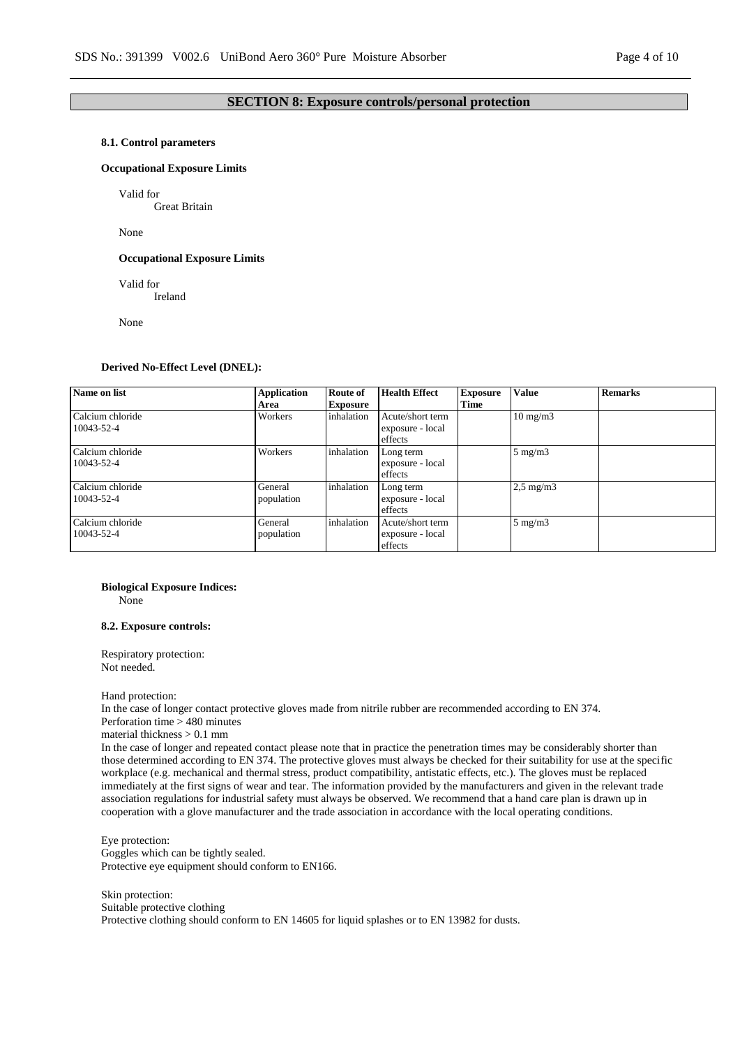## SECTION 8: Exposure controls/personal protection

### 8.1. Control parameters

**Occupational Exposure Limits**

Valid for
Great Britain

None

**Occupational Exposure Limits**

Valid for
Ireland

None

**Derived No-Effect Level (DNEL):**

| Name on list | Application Area | Route of Exposure | Health Effect | Exposure Time | Value | Remarks |
|---|---|---|---|---|---|---|
| Calcium chloride 10043-52-4 | Workers | inhalation | Acute/short term exposure - local effects | | 10 mg/m3 | |
| Calcium chloride 10043-52-4 | Workers | inhalation | Long term exposure - local effects | | 5 mg/m3 | |
| Calcium chloride 10043-52-4 | General population | inhalation | Long term exposure - local effects | | 2,5 mg/m3 | |
| Calcium chloride 10043-52-4 | General population | inhalation | Acute/short term exposure - local effects | | 5 mg/m3 | |

**Biological Exposure Indices:**
None

### 8.2. Exposure controls:

Respiratory protection:
Not needed.

Hand protection:
In the case of longer contact protective gloves made from nitrile rubber are recommended according to EN 374.
Perforation time > 480 minutes
material thickness > 0.1 mm
In the case of longer and repeated contact please note that in practice the penetration times may be considerably shorter than those determined according to EN 374. The protective gloves must always be checked for their suitability for use at the specific workplace (e.g. mechanical and thermal stress, product compatibility, antistatic effects, etc.). The gloves must be replaced immediately at the first signs of wear and tear. The information provided by the manufacturers and given in the relevant trade association regulations for industrial safety must always be observed. We recommend that a hand care plan is drawn up in cooperation with a glove manufacturer and the trade association in accordance with the local operating conditions.

Eye protection:
Goggles which can be tightly sealed.
Protective eye equipment should conform to EN166.

Skin protection:
Suitable protective clothing
Protective clothing should conform to EN 14605 for liquid splashes or to EN 13982 for dusts.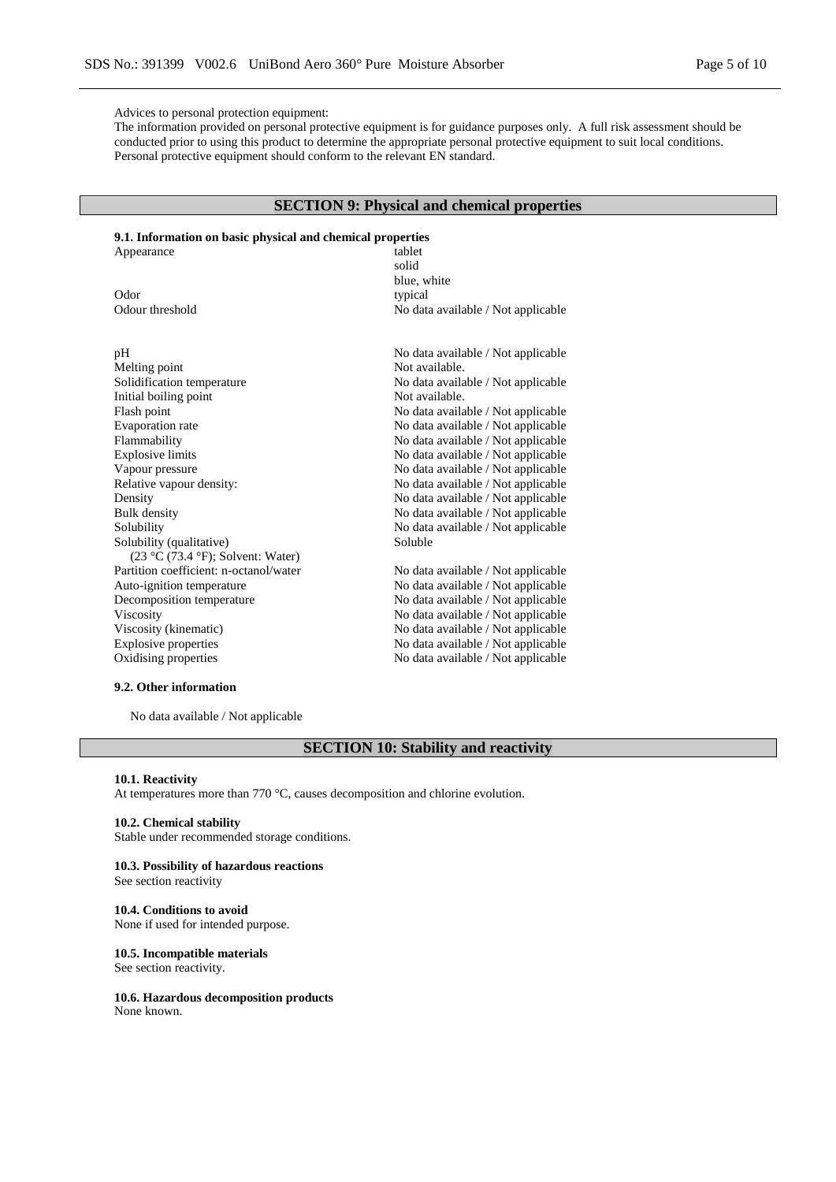Advices to personal protection equipment:
The information provided on personal protective equipment is for guidance purposes only. A full risk assessment should be conducted prior to using this product to determine the appropriate personal protective equipment to suit local conditions. Personal protective equipment should conform to the relevant EN standard.

## SECTION 9: Physical and chemical properties

### 9.1. Information on basic physical and chemical properties

| | |
|---|---|
| Appearance | tablet<br>solid<br>blue, white |
| Odor | typical |
| Odour threshold | No data available / Not applicable |
| pH | No data available / Not applicable |
| Melting point | Not available. |
| Solidification temperature | No data available / Not applicable |
| Initial boiling point | Not available. |
| Flash point | No data available / Not applicable |
| Evaporation rate | No data available / Not applicable |
| Flammability | No data available / Not applicable |
| Explosive limits | No data available / Not applicable |
| Vapour pressure | No data available / Not applicable |
| Relative vapour density: | No data available / Not applicable |
| Density | No data available / Not applicable |
| Bulk density | No data available / Not applicable |
| Solubility | No data available / Not applicable |
| Solubility (qualitative)<br>(23 °C (73.4 °F); Solvent: Water) | Soluble |
| Partition coefficient: n-octanol/water | No data available / Not applicable |
| Auto-ignition temperature | No data available / Not applicable |
| Decomposition temperature | No data available / Not applicable |
| Viscosity | No data available / Not applicable |
| Viscosity (kinematic) | No data available / Not applicable |
| Explosive properties | No data available / Not applicable |
| Oxidising properties | No data available / Not applicable |

### 9.2. Other information

No data available / Not applicable

## SECTION 10: Stability and reactivity

### 10.1. Reactivity
At temperatures more than 770 °C, causes decomposition and chlorine evolution.

### 10.2. Chemical stability
Stable under recommended storage conditions.

### 10.3. Possibility of hazardous reactions
See section reactivity

### 10.4. Conditions to avoid
None if used for intended purpose.

### 10.5. Incompatible materials
See section reactivity.

### 10.6. Hazardous decomposition products
None known.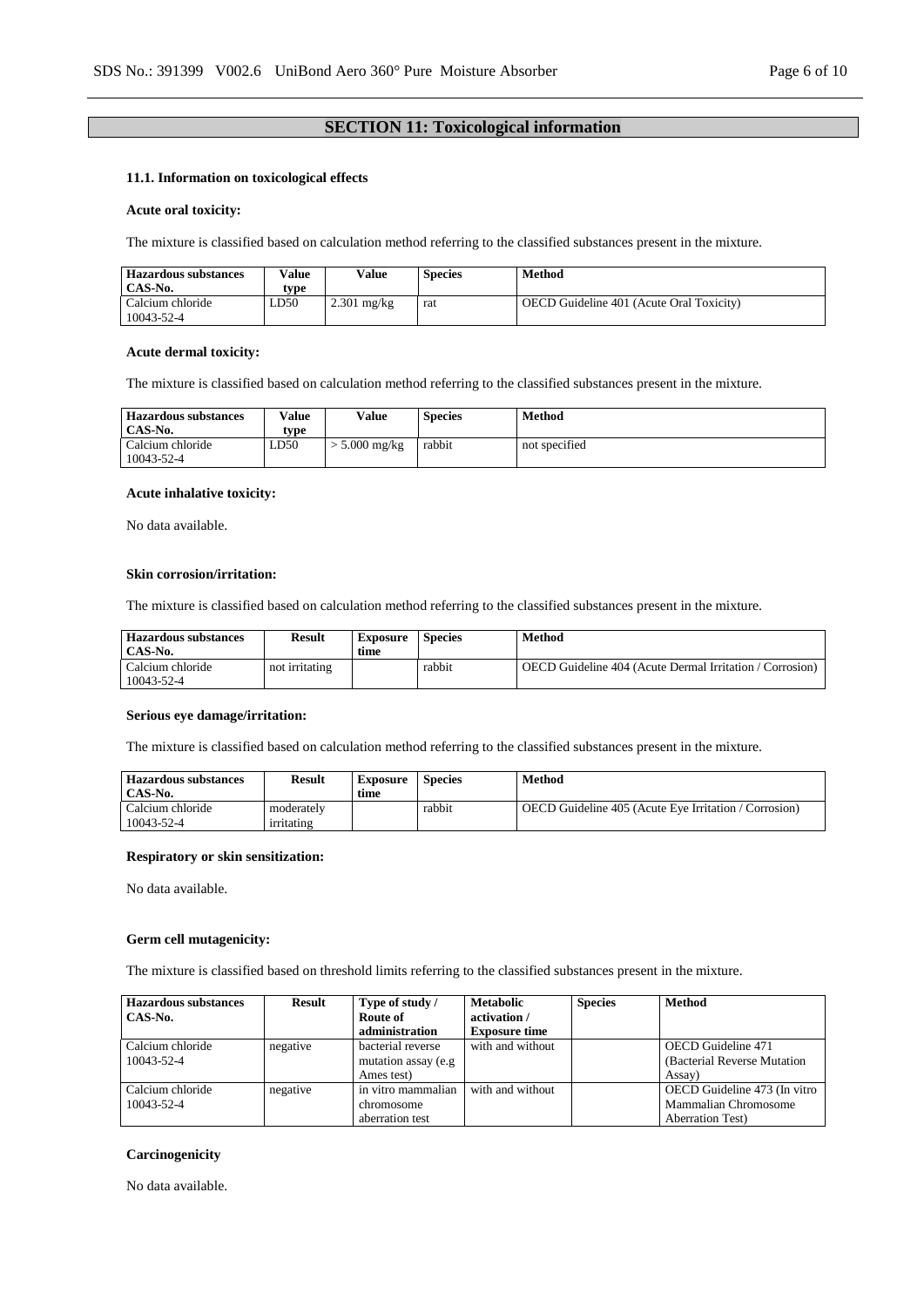## SECTION 11: Toxicological information

### 11.1. Information on toxicological effects

#### Acute oral toxicity:

The mixture is classified based on calculation method referring to the classified substances present in the mixture.

| Hazardous substances CAS-No. | Value type | Value | Species | Method |
|---|---|---|---|---|
| Calcium chloride 10043-52-4 | LD50 | 2.301 mg/kg | rat | OECD Guideline 401 (Acute Oral Toxicity) |

#### Acute dermal toxicity:

The mixture is classified based on calculation method referring to the classified substances present in the mixture.

| Hazardous substances CAS-No. | Value type | Value | Species | Method |
|---|---|---|---|---|
| Calcium chloride 10043-52-4 | LD50 | > 5.000 mg/kg | rabbit | not specified |

#### Acute inhalative toxicity:

No data available.

#### Skin corrosion/irritation:

The mixture is classified based on calculation method referring to the classified substances present in the mixture.

| Hazardous substances CAS-No. | Result | Exposure time | Species | Method |
|---|---|---|---|---|
| Calcium chloride 10043-52-4 | not irritating | | rabbit | OECD Guideline 404 (Acute Dermal Irritation / Corrosion) |

#### Serious eye damage/irritation:

The mixture is classified based on calculation method referring to the classified substances present in the mixture.

| Hazardous substances CAS-No. | Result | Exposure time | Species | Method |
|---|---|---|---|---|
| Calcium chloride 10043-52-4 | moderately irritating | | rabbit | OECD Guideline 405 (Acute Eye Irritation / Corrosion) |

#### Respiratory or skin sensitization:

No data available.

#### Germ cell mutagenicity:

The mixture is classified based on threshold limits referring to the classified substances present in the mixture.

| Hazardous substances CAS-No. | Result | Type of study / Route of administration | Metabolic activation / Exposure time | Species | Method |
|---|---|---|---|---|---|
| Calcium chloride 10043-52-4 | negative | bacterial reverse mutation assay (e.g Ames test) | with and without | | OECD Guideline 471 (Bacterial Reverse Mutation Assay) |
| Calcium chloride 10043-52-4 | negative | in vitro mammalian chromosome aberration test | with and without | | OECD Guideline 473 (In vitro Mammalian Chromosome Aberration Test) |

#### Carcinogenicity

No data available.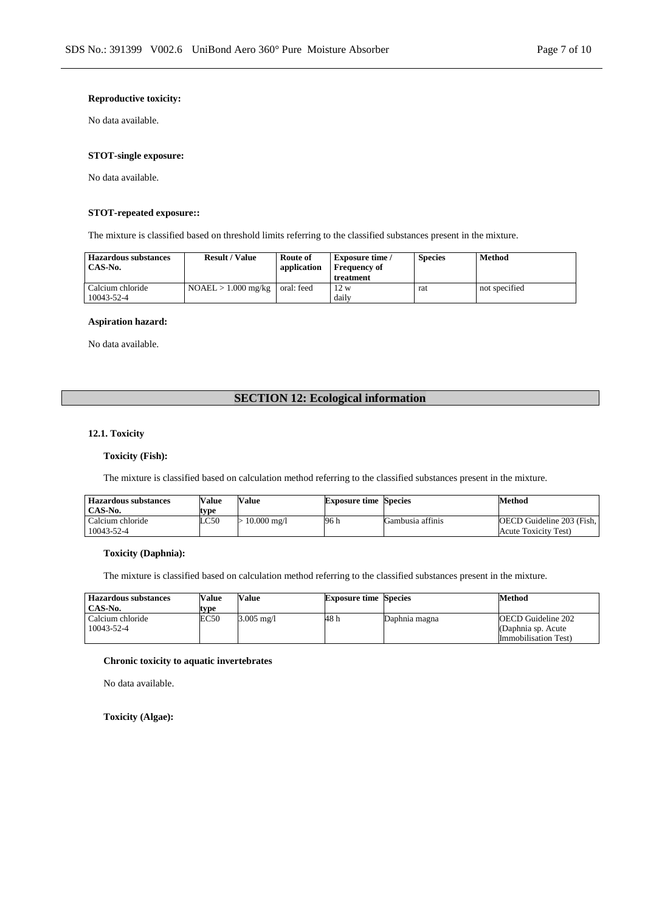**Reproductive toxicity:**

No data available.

**STOT-single exposure:**

No data available.

**STOT-repeated exposure::**

The mixture is classified based on threshold limits referring to the classified substances present in the mixture.

| Hazardous substances CAS-No. | Result / Value | Route of application | Exposure time / Frequency of treatment | Species | Method |
|---|---|---|---|---|---|
| Calcium chloride 10043-52-4 | NOAEL > 1.000 mg/kg | oral: feed | 12 w daily | rat | not specified |

**Aspiration hazard:**

No data available.

## SECTION 12: Ecological information

### 12.1. Toxicity

**Toxicity (Fish):**

The mixture is classified based on calculation method referring to the classified substances present in the mixture.

| Hazardous substances CAS-No. | Value type | Value | Exposure time | Species | Method |
|---|---|---|---|---|---|
| Calcium chloride 10043-52-4 | LC50 | > 10.000 mg/l | 96 h | Gambusia affinis | OECD Guideline 203 (Fish, Acute Toxicity Test) |

**Toxicity (Daphnia):**

The mixture is classified based on calculation method referring to the classified substances present in the mixture.

| Hazardous substances CAS-No. | Value type | Value | Exposure time | Species | Method |
|---|---|---|---|---|---|
| Calcium chloride 10043-52-4 | EC50 | 3.005 mg/l | 48 h | Daphnia magna | OECD Guideline 202 (Daphnia sp. Acute Immobilisation Test) |

**Chronic toxicity to aquatic invertebrates**

No data available.

**Toxicity (Algae):**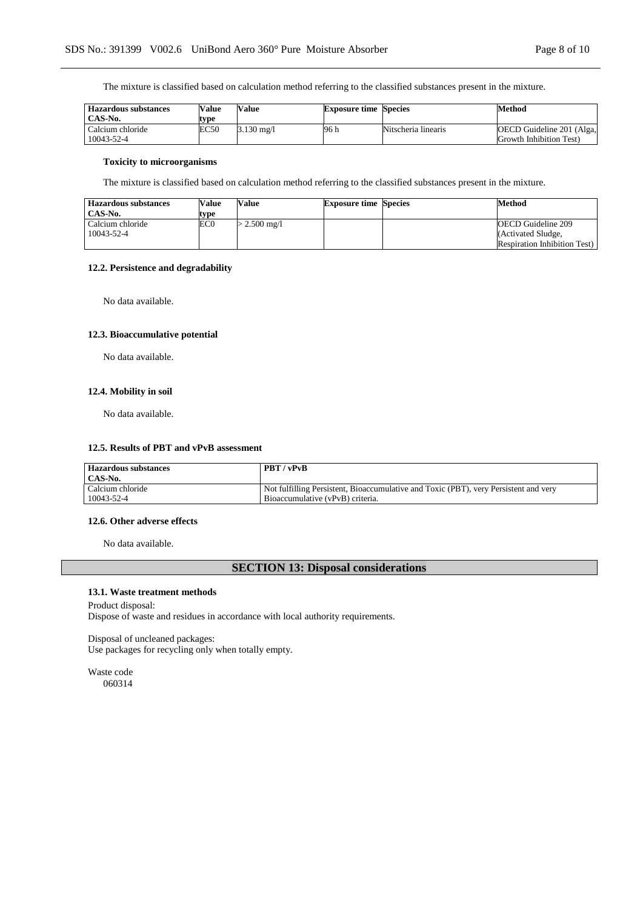The mixture is classified based on calculation method referring to the classified substances present in the mixture.

| Hazardous substances CAS-No. | Value type | Value | Exposure time | Species | Method |
|---|---|---|---|---|---|
| Calcium chloride 10043-52-4 | EC50 | 3.130 mg/l | 96 h | Nitscheria linearis | OECD Guideline 201 (Alga, Growth Inhibition Test) |

**Toxicity to microorganisms**

The mixture is classified based on calculation method referring to the classified substances present in the mixture.

| Hazardous substances CAS-No. | Value type | Value | Exposure time | Species | Method |
|---|---|---|---|---|---|
| Calcium chloride 10043-52-4 | EC0 | > 2.500 mg/l | | | OECD Guideline 209 (Activated Sludge, Respiration Inhibition Test) |

### 12.2. Persistence and degradability

No data available.

### 12.3. Bioaccumulative potential

No data available.

### 12.4. Mobility in soil

No data available.

### 12.5. Results of PBT and vPvB assessment

| Hazardous substances CAS-No. | PBT / vPvB |
|---|---|
| Calcium chloride 10043-52-4 | Not fulfilling Persistent, Bioaccumulative and Toxic (PBT), very Persistent and very Bioaccumulative (vPvB) criteria. |

### 12.6. Other adverse effects

No data available.

## SECTION 13: Disposal considerations

### 13.1. Waste treatment methods

Product disposal:
Dispose of waste and residues in accordance with local authority requirements.

Disposal of uncleaned packages:
Use packages for recycling only when totally empty.

Waste code
060314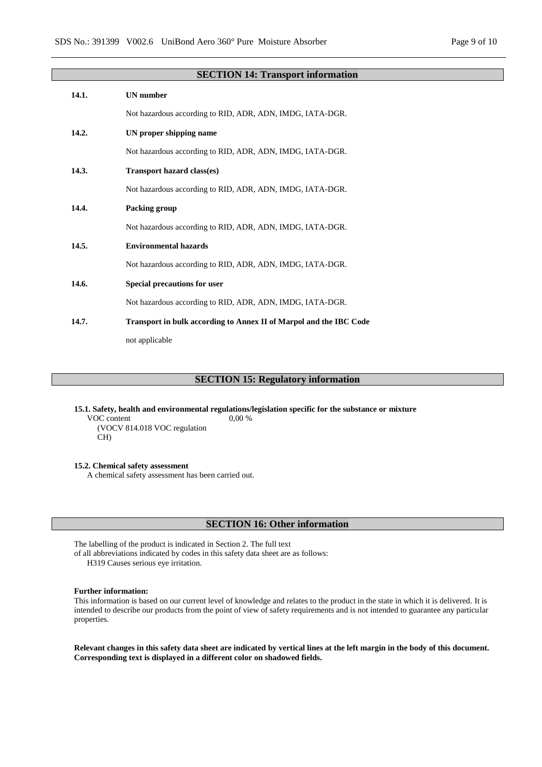## SECTION 14: Transport information

**14.1. UN number**

Not hazardous according to RID, ADR, ADN, IMDG, IATA-DGR.

**14.2. UN proper shipping name**

Not hazardous according to RID, ADR, ADN, IMDG, IATA-DGR.

**14.3. Transport hazard class(es)**

Not hazardous according to RID, ADR, ADN, IMDG, IATA-DGR.

**14.4. Packing group**

Not hazardous according to RID, ADR, ADN, IMDG, IATA-DGR.

**14.5. Environmental hazards**

Not hazardous according to RID, ADR, ADN, IMDG, IATA-DGR.

**14.6. Special precautions for user**

Not hazardous according to RID, ADR, ADN, IMDG, IATA-DGR.

**14.7. Transport in bulk according to Annex II of Marpol and the IBC Code**

not applicable

## SECTION 15: Regulatory information

**15.1. Safety, health and environmental regulations/legislation specific for the substance or mixture**

| | |
|---|---|
| VOC content (VOCV 814.018 VOC regulation CH) | 0,00 % |

**15.2. Chemical safety assessment**

A chemical safety assessment has been carried out.

## SECTION 16: Other information

The labelling of the product is indicated in Section 2. The full text of all abbreviations indicated by codes in this safety data sheet are as follows:

H319 Causes serious eye irritation.

**Further information:**

This information is based on our current level of knowledge and relates to the product in the state in which it is delivered. It is intended to describe our products from the point of view of safety requirements and is not intended to guarantee any particular properties.

**Relevant changes in this safety data sheet are indicated by vertical lines at the left margin in the body of this document. Corresponding text is displayed in a different color on shadowed fields.**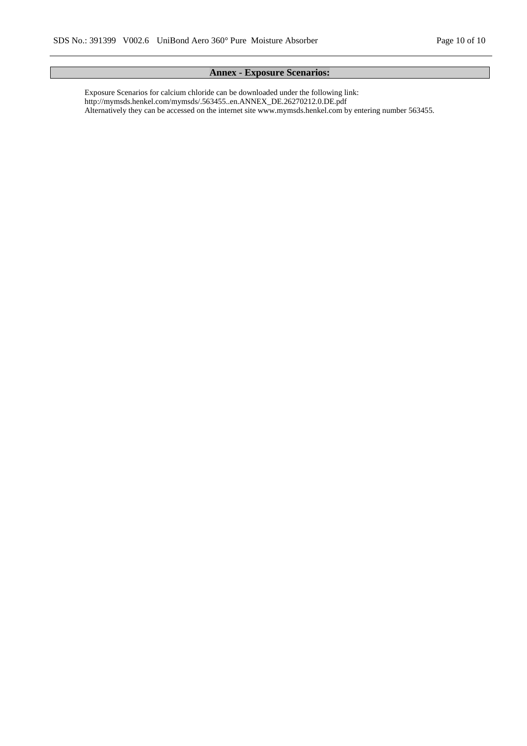## Annex - Exposure Scenarios:

Exposure Scenarios for calcium chloride can be downloaded under the following link:
http://mymsds.henkel.com/mymsds/.563455..en.ANNEX_DE.26270212.0.DE.pdf
Alternatively they can be accessed on the internet site www.mymsds.henkel.com by entering number 563455.